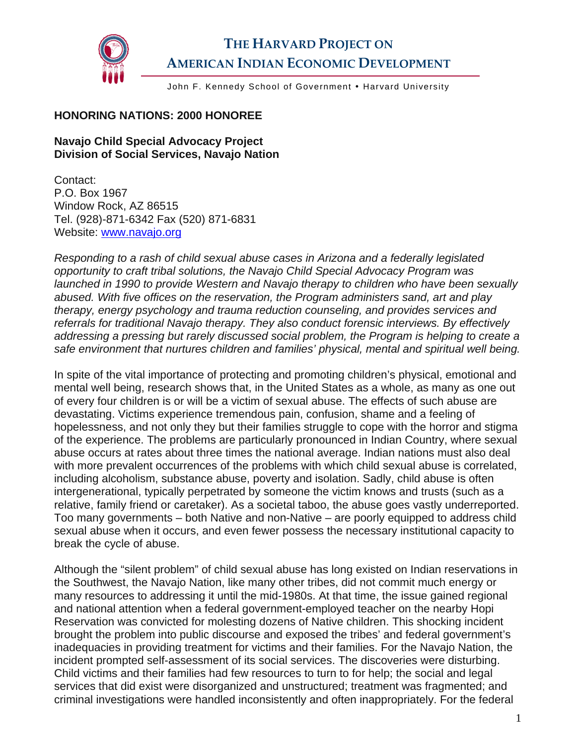# THE HARVARD PROJECT ON AMERICAN INDIAN ECONOMIC DEVELOPMENT

John F. Kennedy School of Government • Harvard University

## HONORING NATIONS: 2000 HONOREE

### Navajo Child Special Advocacy Project
### Division of Social Services, Navajo Nation

Contact:
P.O. Box 1967
Window Rock, AZ 86515
Tel. (928)-871-6342 Fax (520) 871-6831
Website: [www.navajo.org](www.navajo.org)

*Responding to a rash of child sexual abuse cases in Arizona and a federally legislated opportunity to craft tribal solutions, the Navajo Child Special Advocacy Program was launched in 1990 to provide Western and Navajo therapy to children who have been sexually abused. With five offices on the reservation, the Program administers sand, art and play therapy, energy psychology and trauma reduction counseling, and provides services and referrals for traditional Navajo therapy. They also conduct forensic interviews. By effectively addressing a pressing but rarely discussed social problem, the Program is helping to create a safe environment that nurtures children and families' physical, mental and spiritual well being.*

In spite of the vital importance of protecting and promoting children's physical, emotional and mental well being, research shows that, in the United States as a whole, as many as one out of every four children is or will be a victim of sexual abuse. The effects of such abuse are devastating. Victims experience tremendous pain, confusion, shame and a feeling of hopelessness, and not only they but their families struggle to cope with the horror and stigma of the experience. The problems are particularly pronounced in Indian Country, where sexual abuse occurs at rates about three times the national average. Indian nations must also deal with more prevalent occurrences of the problems with which child sexual abuse is correlated, including alcoholism, substance abuse, poverty and isolation. Sadly, child abuse is often intergenerational, typically perpetrated by someone the victim knows and trusts (such as a relative, family friend or caretaker). As a societal taboo, the abuse goes vastly underreported. Too many governments – both Native and non-Native – are poorly equipped to address child sexual abuse when it occurs, and even fewer possess the necessary institutional capacity to break the cycle of abuse.

Although the "silent problem" of child sexual abuse has long existed on Indian reservations in the Southwest, the Navajo Nation, like many other tribes, did not commit much energy or many resources to addressing it until the mid-1980s. At that time, the issue gained regional and national attention when a federal government-employed teacher on the nearby Hopi Reservation was convicted for molesting dozens of Native children. This shocking incident brought the problem into public discourse and exposed the tribes' and federal government's inadequacies in providing treatment for victims and their families. For the Navajo Nation, the incident prompted self-assessment of its social services. The discoveries were disturbing. Child victims and their families had few resources to turn to for help; the social and legal services that did exist were disorganized and unstructured; treatment was fragmented; and criminal investigations were handled inconsistently and often inappropriately. For the federal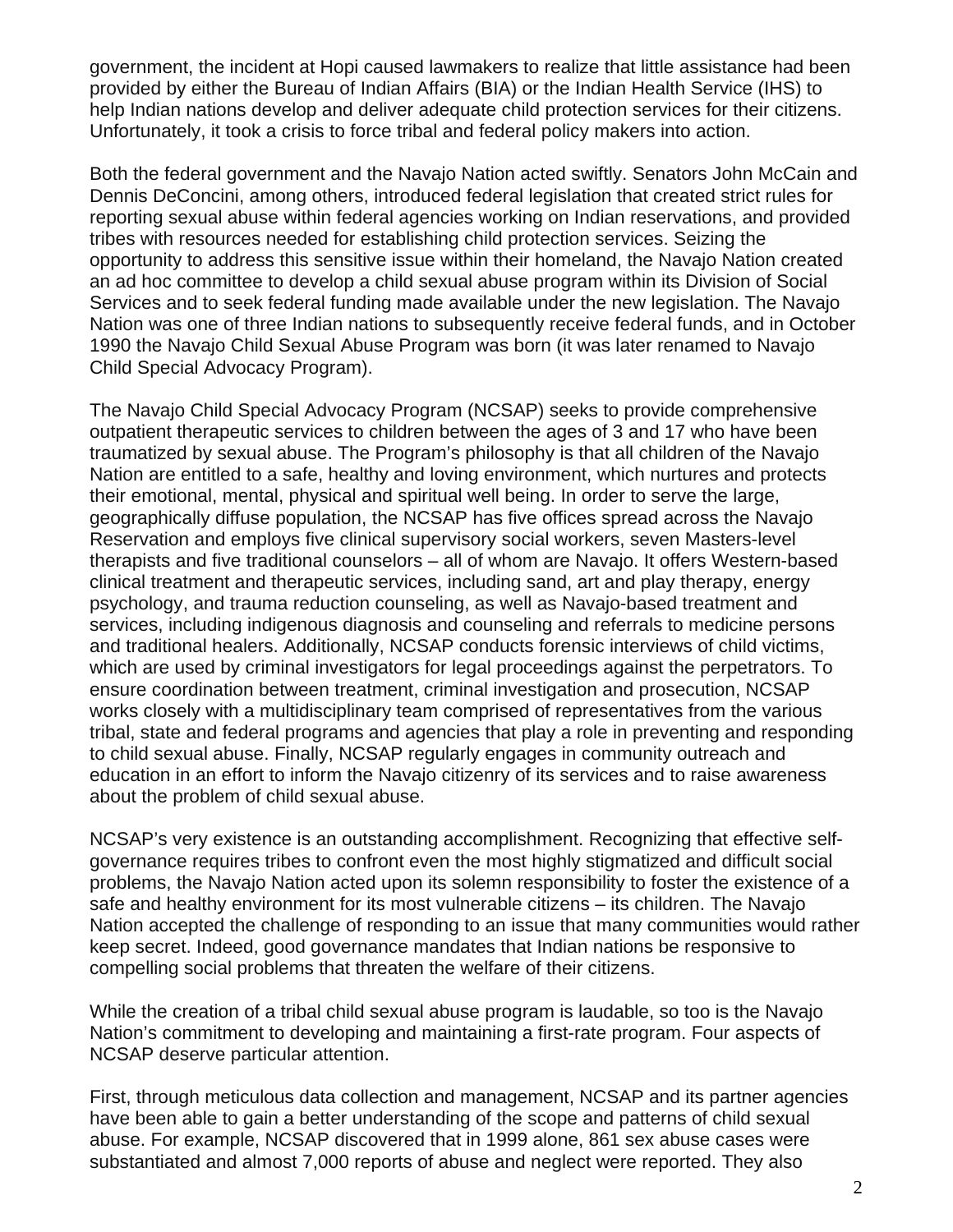government, the incident at Hopi caused lawmakers to realize that little assistance had been provided by either the Bureau of Indian Affairs (BIA) or the Indian Health Service (IHS) to help Indian nations develop and deliver adequate child protection services for their citizens. Unfortunately, it took a crisis to force tribal and federal policy makers into action.

Both the federal government and the Navajo Nation acted swiftly. Senators John McCain and Dennis DeConcini, among others, introduced federal legislation that created strict rules for reporting sexual abuse within federal agencies working on Indian reservations, and provided tribes with resources needed for establishing child protection services. Seizing the opportunity to address this sensitive issue within their homeland, the Navajo Nation created an ad hoc committee to develop a child sexual abuse program within its Division of Social Services and to seek federal funding made available under the new legislation. The Navajo Nation was one of three Indian nations to subsequently receive federal funds, and in October 1990 the Navajo Child Sexual Abuse Program was born (it was later renamed to Navajo Child Special Advocacy Program).

The Navajo Child Special Advocacy Program (NCSAP) seeks to provide comprehensive outpatient therapeutic services to children between the ages of 3 and 17 who have been traumatized by sexual abuse. The Program's philosophy is that all children of the Navajo Nation are entitled to a safe, healthy and loving environment, which nurtures and protects their emotional, mental, physical and spiritual well being. In order to serve the large, geographically diffuse population, the NCSAP has five offices spread across the Navajo Reservation and employs five clinical supervisory social workers, seven Masters-level therapists and five traditional counselors – all of whom are Navajo. It offers Western-based clinical treatment and therapeutic services, including sand, art and play therapy, energy psychology, and trauma reduction counseling, as well as Navajo-based treatment and services, including indigenous diagnosis and counseling and referrals to medicine persons and traditional healers. Additionally, NCSAP conducts forensic interviews of child victims, which are used by criminal investigators for legal proceedings against the perpetrators. To ensure coordination between treatment, criminal investigation and prosecution, NCSAP works closely with a multidisciplinary team comprised of representatives from the various tribal, state and federal programs and agencies that play a role in preventing and responding to child sexual abuse. Finally, NCSAP regularly engages in community outreach and education in an effort to inform the Navajo citizenry of its services and to raise awareness about the problem of child sexual abuse.

NCSAP's very existence is an outstanding accomplishment. Recognizing that effective self-governance requires tribes to confront even the most highly stigmatized and difficult social problems, the Navajo Nation acted upon its solemn responsibility to foster the existence of a safe and healthy environment for its most vulnerable citizens – its children. The Navajo Nation accepted the challenge of responding to an issue that many communities would rather keep secret. Indeed, good governance mandates that Indian nations be responsive to compelling social problems that threaten the welfare of their citizens.

While the creation of a tribal child sexual abuse program is laudable, so too is the Navajo Nation's commitment to developing and maintaining a first-rate program. Four aspects of NCSAP deserve particular attention.

First, through meticulous data collection and management, NCSAP and its partner agencies have been able to gain a better understanding of the scope and patterns of child sexual abuse. For example, NCSAP discovered that in 1999 alone, 861 sex abuse cases were substantiated and almost 7,000 reports of abuse and neglect were reported. They also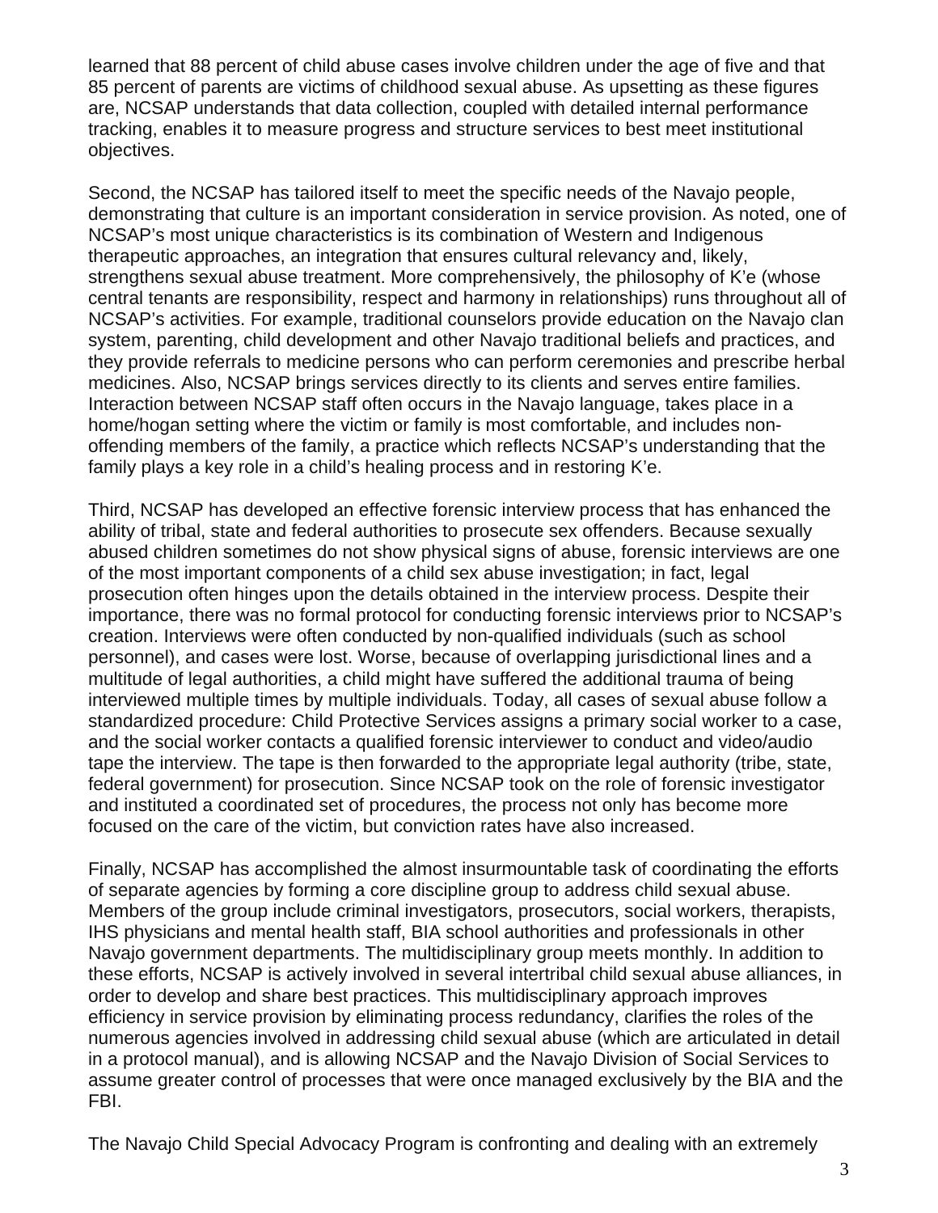learned that 88 percent of child abuse cases involve children under the age of five and that 85 percent of parents are victims of childhood sexual abuse. As upsetting as these figures are, NCSAP understands that data collection, coupled with detailed internal performance tracking, enables it to measure progress and structure services to best meet institutional objectives.

Second, the NCSAP has tailored itself to meet the specific needs of the Navajo people, demonstrating that culture is an important consideration in service provision. As noted, one of NCSAP's most unique characteristics is its combination of Western and Indigenous therapeutic approaches, an integration that ensures cultural relevancy and, likely, strengthens sexual abuse treatment. More comprehensively, the philosophy of K'e (whose central tenants are responsibility, respect and harmony in relationships) runs throughout all of NCSAP's activities. For example, traditional counselors provide education on the Navajo clan system, parenting, child development and other Navajo traditional beliefs and practices, and they provide referrals to medicine persons who can perform ceremonies and prescribe herbal medicines. Also, NCSAP brings services directly to its clients and serves entire families. Interaction between NCSAP staff often occurs in the Navajo language, takes place in a home/hogan setting where the victim or family is most comfortable, and includes non-offending members of the family, a practice which reflects NCSAP's understanding that the family plays a key role in a child's healing process and in restoring K'e.

Third, NCSAP has developed an effective forensic interview process that has enhanced the ability of tribal, state and federal authorities to prosecute sex offenders. Because sexually abused children sometimes do not show physical signs of abuse, forensic interviews are one of the most important components of a child sex abuse investigation; in fact, legal prosecution often hinges upon the details obtained in the interview process. Despite their importance, there was no formal protocol for conducting forensic interviews prior to NCSAP's creation. Interviews were often conducted by non-qualified individuals (such as school personnel), and cases were lost. Worse, because of overlapping jurisdictional lines and a multitude of legal authorities, a child might have suffered the additional trauma of being interviewed multiple times by multiple individuals. Today, all cases of sexual abuse follow a standardized procedure: Child Protective Services assigns a primary social worker to a case, and the social worker contacts a qualified forensic interviewer to conduct and video/audio tape the interview. The tape is then forwarded to the appropriate legal authority (tribe, state, federal government) for prosecution. Since NCSAP took on the role of forensic investigator and instituted a coordinated set of procedures, the process not only has become more focused on the care of the victim, but conviction rates have also increased.

Finally, NCSAP has accomplished the almost insurmountable task of coordinating the efforts of separate agencies by forming a core discipline group to address child sexual abuse. Members of the group include criminal investigators, prosecutors, social workers, therapists, IHS physicians and mental health staff, BIA school authorities and professionals in other Navajo government departments. The multidisciplinary group meets monthly. In addition to these efforts, NCSAP is actively involved in several intertribal child sexual abuse alliances, in order to develop and share best practices. This multidisciplinary approach improves efficiency in service provision by eliminating process redundancy, clarifies the roles of the numerous agencies involved in addressing child sexual abuse (which are articulated in detail in a protocol manual), and is allowing NCSAP and the Navajo Division of Social Services to assume greater control of processes that were once managed exclusively by the BIA and the FBI.

The Navajo Child Special Advocacy Program is confronting and dealing with an extremely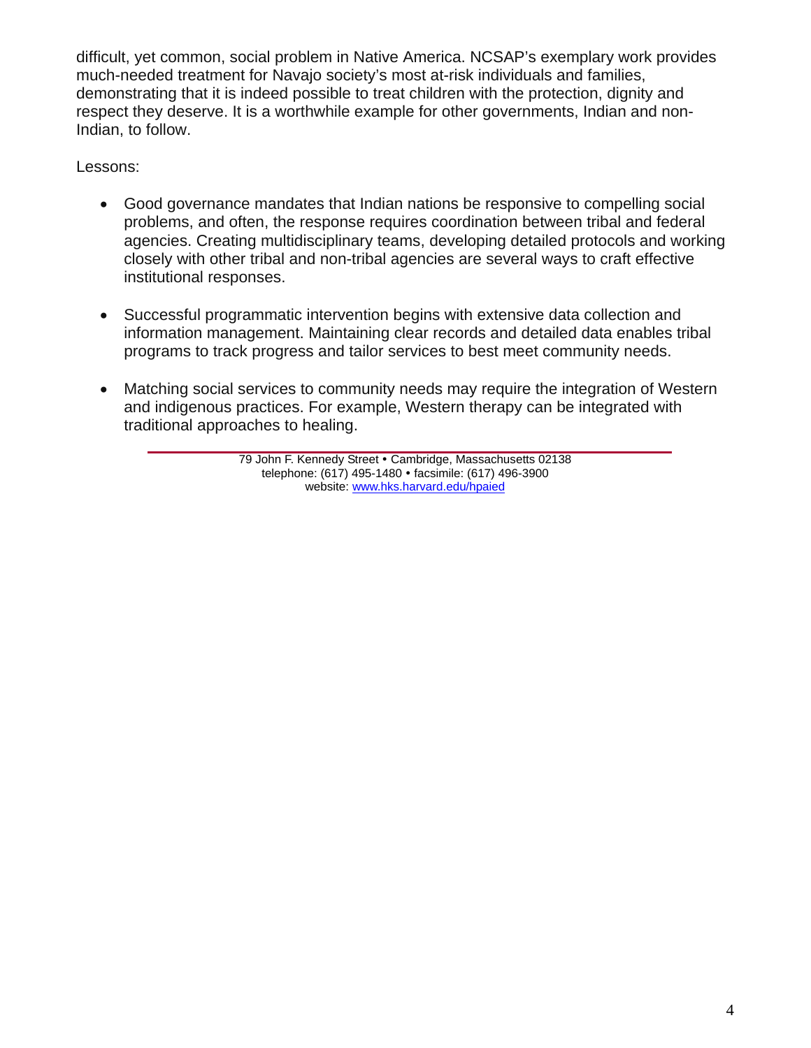difficult, yet common, social problem in Native America. NCSAP's exemplary work provides much-needed treatment for Navajo society's most at-risk individuals and families, demonstrating that it is indeed possible to treat children with the protection, dignity and respect they deserve. It is a worthwhile example for other governments, Indian and non-Indian, to follow.

Lessons:

- Good governance mandates that Indian nations be responsive to compelling social problems, and often, the response requires coordination between tribal and federal agencies. Creating multidisciplinary teams, developing detailed protocols and working closely with other tribal and non-tribal agencies are several ways to craft effective institutional responses.

- Successful programmatic intervention begins with extensive data collection and information management. Maintaining clear records and detailed data enables tribal programs to track progress and tailor services to best meet community needs.

- Matching social services to community needs may require the integration of Western and indigenous practices. For example, Western therapy can be integrated with traditional approaches to healing.

79 John F. Kennedy Street • Cambridge, Massachusetts 02138
telephone: (617) 495-1480 • facsimile: (617) 496-3900
website: www.hks.harvard.edu/hpaied